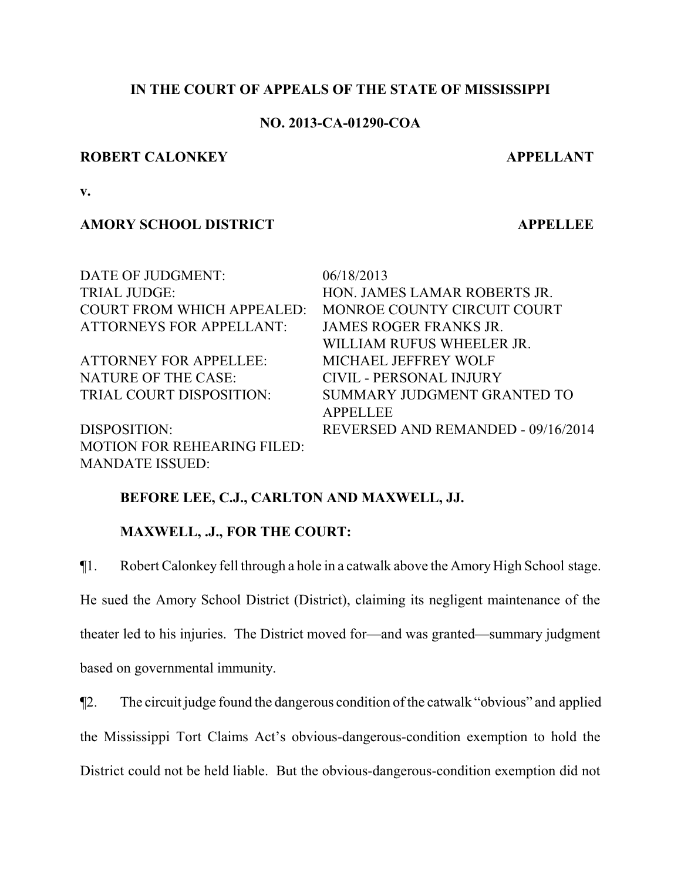**IN THE COURT OF APPEALS OF THE STATE OF MISSISSIPPI**

**NO. 2013-CA-01290-COA**

**ROBERT CALONKEY** **APPELLANT**

**v.**

**AMORY SCHOOL DISTRICT** **APPELLEE**

| | |
|---|---|
| DATE OF JUDGMENT: | 06/18/2013 |
| TRIAL JUDGE: | HON. JAMES LAMAR ROBERTS JR. |
| COURT FROM WHICH APPEALED: | MONROE COUNTY CIRCUIT COURT |
| ATTORNEYS FOR APPELLANT: | JAMES ROGER FRANKS JR.<br>WILLIAM RUFUS WHEELER JR. |
| ATTORNEY FOR APPELLEE: | MICHAEL JEFFREY WOLF |
| NATURE OF THE CASE: | CIVIL - PERSONAL INJURY |
| TRIAL COURT DISPOSITION: | SUMMARY JUDGMENT GRANTED TO APPELLEE |
| DISPOSITION: | REVERSED AND REMANDED - 09/16/2014 |
| MOTION FOR REHEARING FILED: | |
| MANDATE ISSUED: | |

**BEFORE LEE, C.J., CARLTON AND MAXWELL, JJ.**

**MAXWELL, .J., FOR THE COURT:**

¶1. Robert Calonkey fell through a hole in a catwalk above the Amory High School stage. He sued the Amory School District (District), claiming its negligent maintenance of the theater led to his injuries. The District moved for—and was granted—summary judgment based on governmental immunity.

¶2. The circuit judge found the dangerous condition of the catwalk "obvious" and applied the Mississippi Tort Claims Act's obvious-dangerous-condition exemption to hold the District could not be held liable. But the obvious-dangerous-condition exemption did not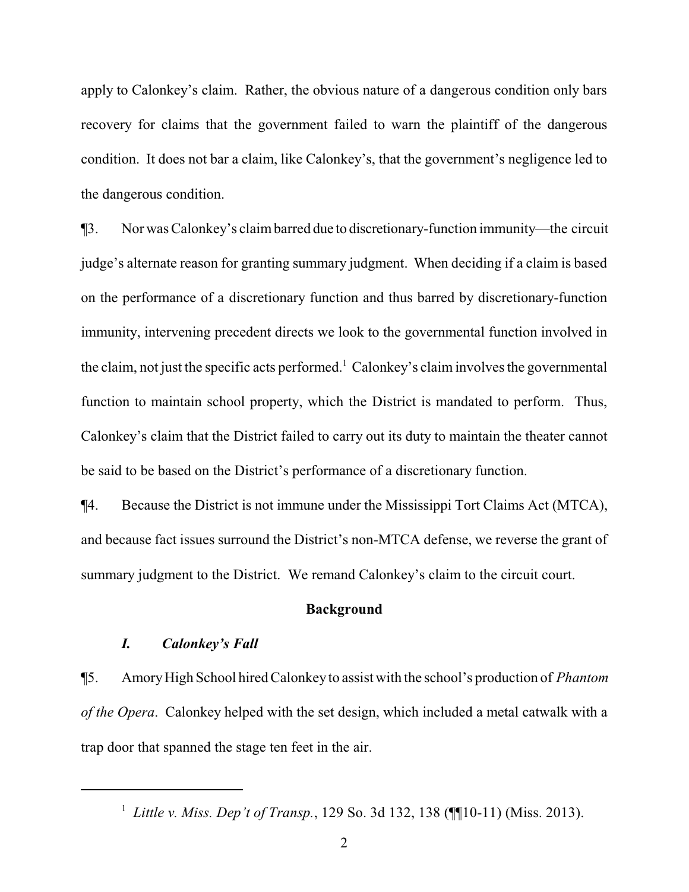apply to Calonkey's claim. Rather, the obvious nature of a dangerous condition only bars recovery for claims that the government failed to warn the plaintiff of the dangerous condition. It does not bar a claim, like Calonkey's, that the government's negligence led to the dangerous condition.

¶3. Nor was Calonkey's claim barred due to discretionary-function immunity—the circuit judge's alternate reason for granting summary judgment. When deciding if a claim is based on the performance of a discretionary function and thus barred by discretionary-function immunity, intervening precedent directs we look to the governmental function involved in the claim, not just the specific acts performed.[1] Calonkey's claim involves the governmental function to maintain school property, which the District is mandated to perform. Thus, Calonkey's claim that the District failed to carry out its duty to maintain the theater cannot be said to be based on the District's performance of a discretionary function.

¶4. Because the District is not immune under the Mississippi Tort Claims Act (MTCA), and because fact issues surround the District's non-MTCA defense, we reverse the grant of summary judgment to the District. We remand Calonkey's claim to the circuit court.

## Background

### *I. Calonkey's Fall*

¶5. Amory High School hired Calonkey to assist with the school's production of *Phantom of the Opera*. Calonkey helped with the set design, which included a metal catwalk with a trap door that spanned the stage ten feet in the air.

---

[1] *Little v. Miss. Dep't of Transp.*, 129 So. 3d 132, 138 (¶¶10-11) (Miss. 2013).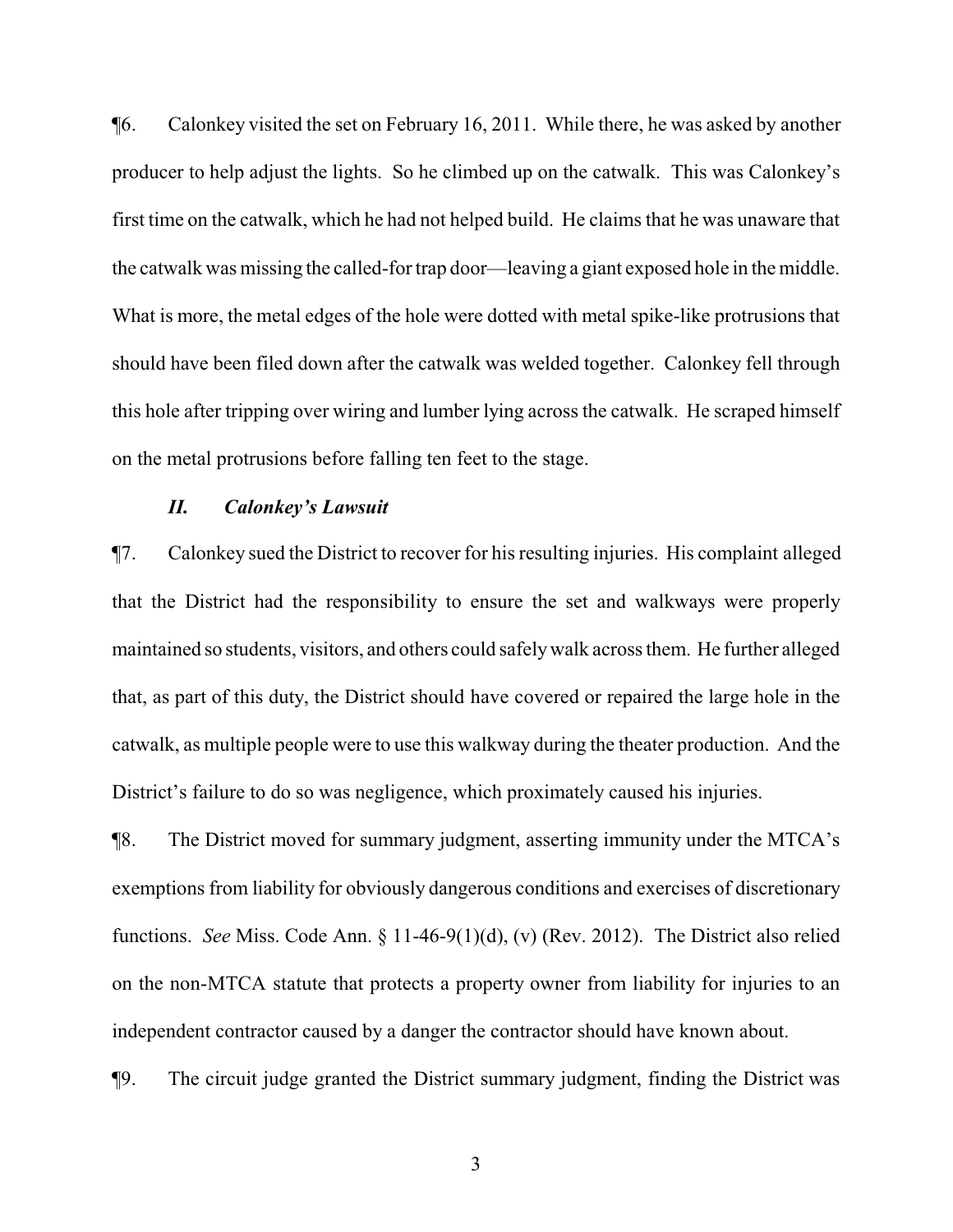¶6. Calonkey visited the set on February 16, 2011. While there, he was asked by another producer to help adjust the lights. So he climbed up on the catwalk. This was Calonkey's first time on the catwalk, which he had not helped build. He claims that he was unaware that the catwalk was missing the called-for trap door—leaving a giant exposed hole in the middle. What is more, the metal edges of the hole were dotted with metal spike-like protrusions that should have been filed down after the catwalk was welded together. Calonkey fell through this hole after tripping over wiring and lumber lying across the catwalk. He scraped himself on the metal protrusions before falling ten feet to the stage.

### *II. Calonkey's Lawsuit*

¶7. Calonkey sued the District to recover for his resulting injuries. His complaint alleged that the District had the responsibility to ensure the set and walkways were properly maintained so students, visitors, and others could safely walk across them. He further alleged that, as part of this duty, the District should have covered or repaired the large hole in the catwalk, as multiple people were to use this walkway during the theater production. And the District's failure to do so was negligence, which proximately caused his injuries.

¶8. The District moved for summary judgment, asserting immunity under the MTCA's exemptions from liability for obviously dangerous conditions and exercises of discretionary functions. *See* Miss. Code Ann. § 11-46-9(1)(d), (v) (Rev. 2012). The District also relied on the non-MTCA statute that protects a property owner from liability for injuries to an independent contractor caused by a danger the contractor should have known about.

¶9. The circuit judge granted the District summary judgment, finding the District was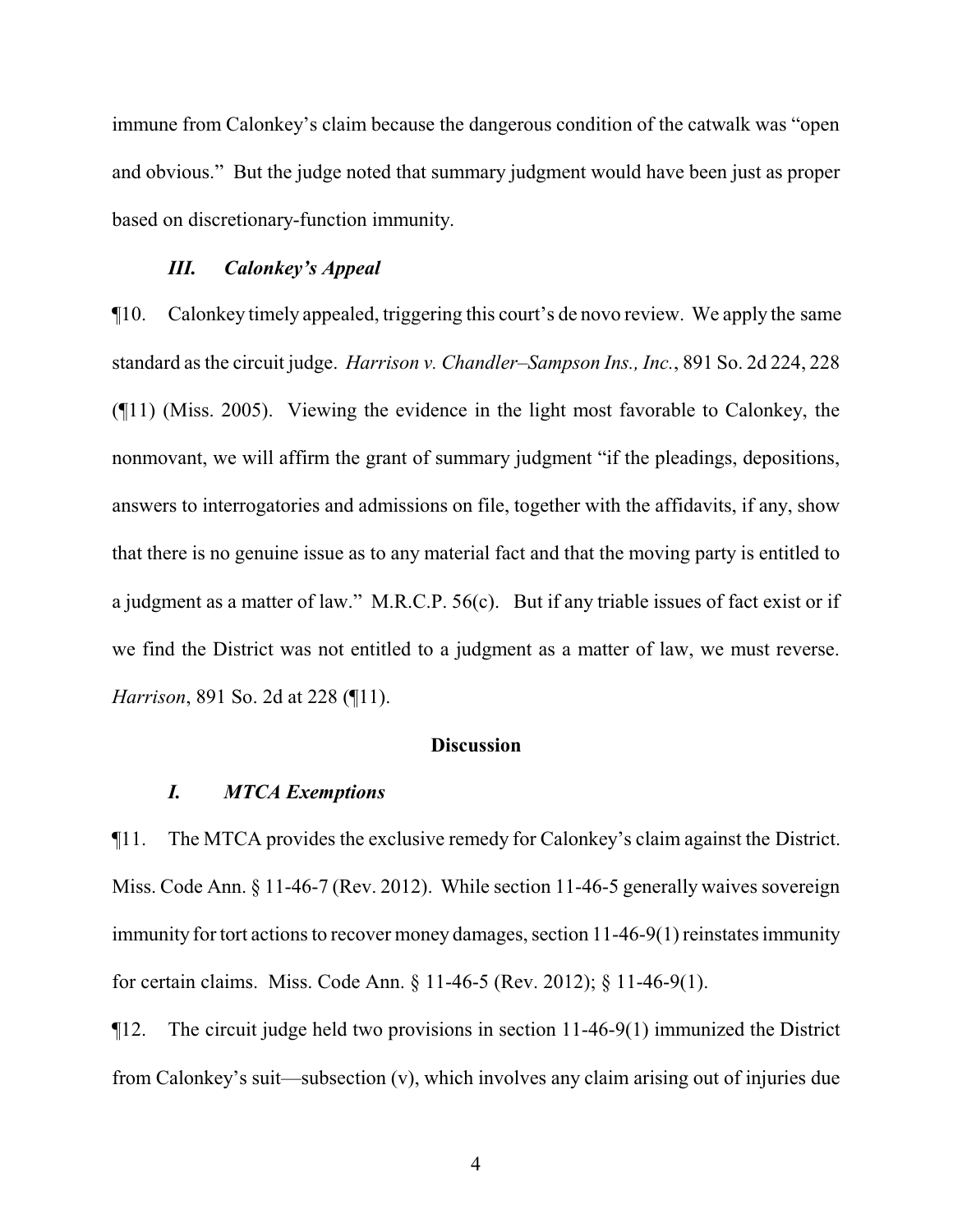immune from Calonkey's claim because the dangerous condition of the catwalk was "open and obvious." But the judge noted that summary judgment would have been just as proper based on discretionary-function immunity.

### *III. Calonkey's Appeal*

¶10. Calonkey timely appealed, triggering this court's de novo review. We apply the same standard as the circuit judge. *Harrison v. Chandler–Sampson Ins., Inc.*, 891 So. 2d 224, 228 (¶11) (Miss. 2005). Viewing the evidence in the light most favorable to Calonkey, the nonmovant, we will affirm the grant of summary judgment "if the pleadings, depositions, answers to interrogatories and admissions on file, together with the affidavits, if any, show that there is no genuine issue as to any material fact and that the moving party is entitled to a judgment as a matter of law." M.R.C.P. 56(c). But if any triable issues of fact exist or if we find the District was not entitled to a judgment as a matter of law, we must reverse. *Harrison*, 891 So. 2d at 228 (¶11).

## Discussion

### *I. MTCA Exemptions*

¶11. The MTCA provides the exclusive remedy for Calonkey's claim against the District. Miss. Code Ann. § 11-46-7 (Rev. 2012). While section 11-46-5 generally waives sovereign immunity for tort actions to recover money damages, section 11-46-9(1) reinstates immunity for certain claims. Miss. Code Ann. § 11-46-5 (Rev. 2012); § 11-46-9(1).

¶12. The circuit judge held two provisions in section 11-46-9(1) immunized the District from Calonkey's suit—subsection (v), which involves any claim arising out of injuries due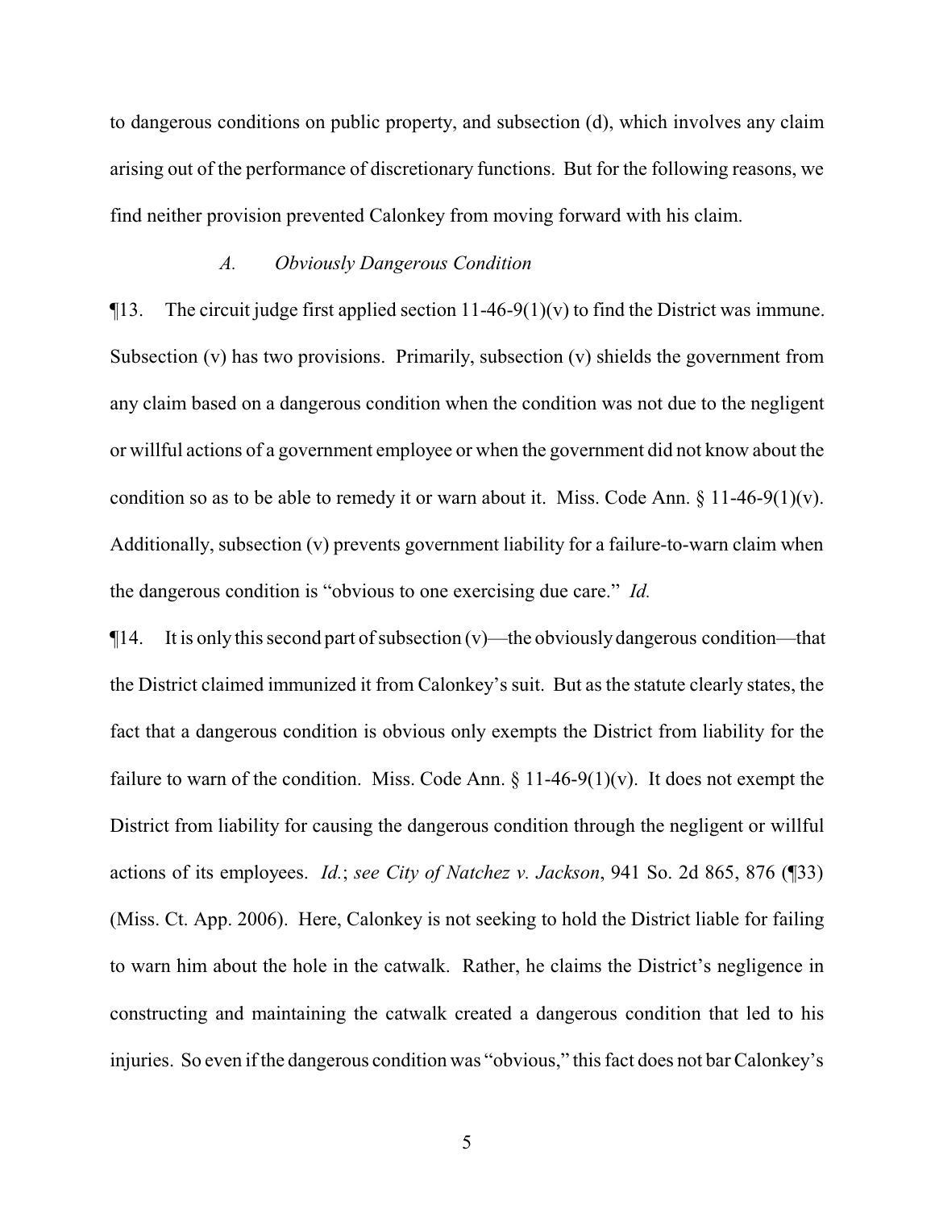to dangerous conditions on public property, and subsection (d), which involves any claim arising out of the performance of discretionary functions. But for the following reasons, we find neither provision prevented Calonkey from moving forward with his claim.

*A. Obviously Dangerous Condition*

¶13. The circuit judge first applied section 11-46-9(1)(v) to find the District was immune. Subsection (v) has two provisions. Primarily, subsection (v) shields the government from any claim based on a dangerous condition when the condition was not due to the negligent or willful actions of a government employee or when the government did not know about the condition so as to be able to remedy it or warn about it. Miss. Code Ann. § 11-46-9(1)(v). Additionally, subsection (v) prevents government liability for a failure-to-warn claim when the dangerous condition is "obvious to one exercising due care." *Id.*

¶14. It is only this second part of subsection (v)—the obviously dangerous condition—that the District claimed immunized it from Calonkey's suit. But as the statute clearly states, the fact that a dangerous condition is obvious only exempts the District from liability for the failure to warn of the condition. Miss. Code Ann. § 11-46-9(1)(v). It does not exempt the District from liability for causing the dangerous condition through the negligent or willful actions of its employees. *Id.*; *see City of Natchez v. Jackson*, 941 So. 2d 865, 876 (¶33) (Miss. Ct. App. 2006). Here, Calonkey is not seeking to hold the District liable for failing to warn him about the hole in the catwalk. Rather, he claims the District's negligence in constructing and maintaining the catwalk created a dangerous condition that led to his injuries. So even if the dangerous condition was "obvious," this fact does not bar Calonkey's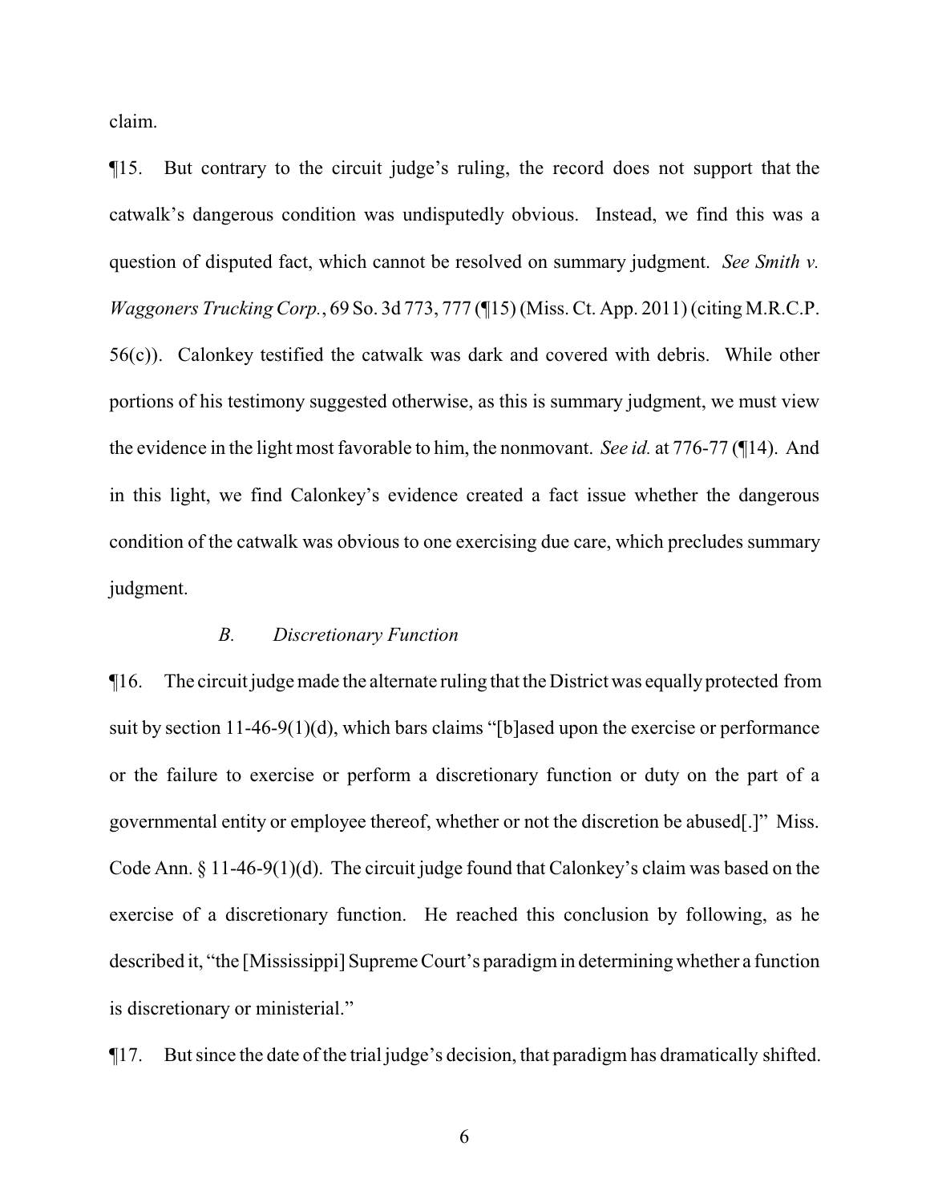claim.

¶15. But contrary to the circuit judge's ruling, the record does not support that the catwalk's dangerous condition was undisputedly obvious. Instead, we find this was a question of disputed fact, which cannot be resolved on summary judgment. *See Smith v. Waggoners Trucking Corp.*, 69 So. 3d 773, 777 (¶15) (Miss. Ct. App. 2011) (citing M.R.C.P. 56(c)). Calonkey testified the catwalk was dark and covered with debris. While other portions of his testimony suggested otherwise, as this is summary judgment, we must view the evidence in the light most favorable to him, the nonmovant. *See id.* at 776-77 (¶14). And in this light, we find Calonkey's evidence created a fact issue whether the dangerous condition of the catwalk was obvious to one exercising due care, which precludes summary judgment.

### *B. Discretionary Function*

¶16. The circuit judge made the alternate ruling that the District was equally protected from suit by section 11-46-9(1)(d), which bars claims "[b]ased upon the exercise or performance or the failure to exercise or perform a discretionary function or duty on the part of a governmental entity or employee thereof, whether or not the discretion be abused[.]" Miss. Code Ann. § 11-46-9(1)(d). The circuit judge found that Calonkey's claim was based on the exercise of a discretionary function. He reached this conclusion by following, as he described it, "the [Mississippi] Supreme Court's paradigm in determining whether a function is discretionary or ministerial."

¶17. But since the date of the trial judge's decision, that paradigm has dramatically shifted.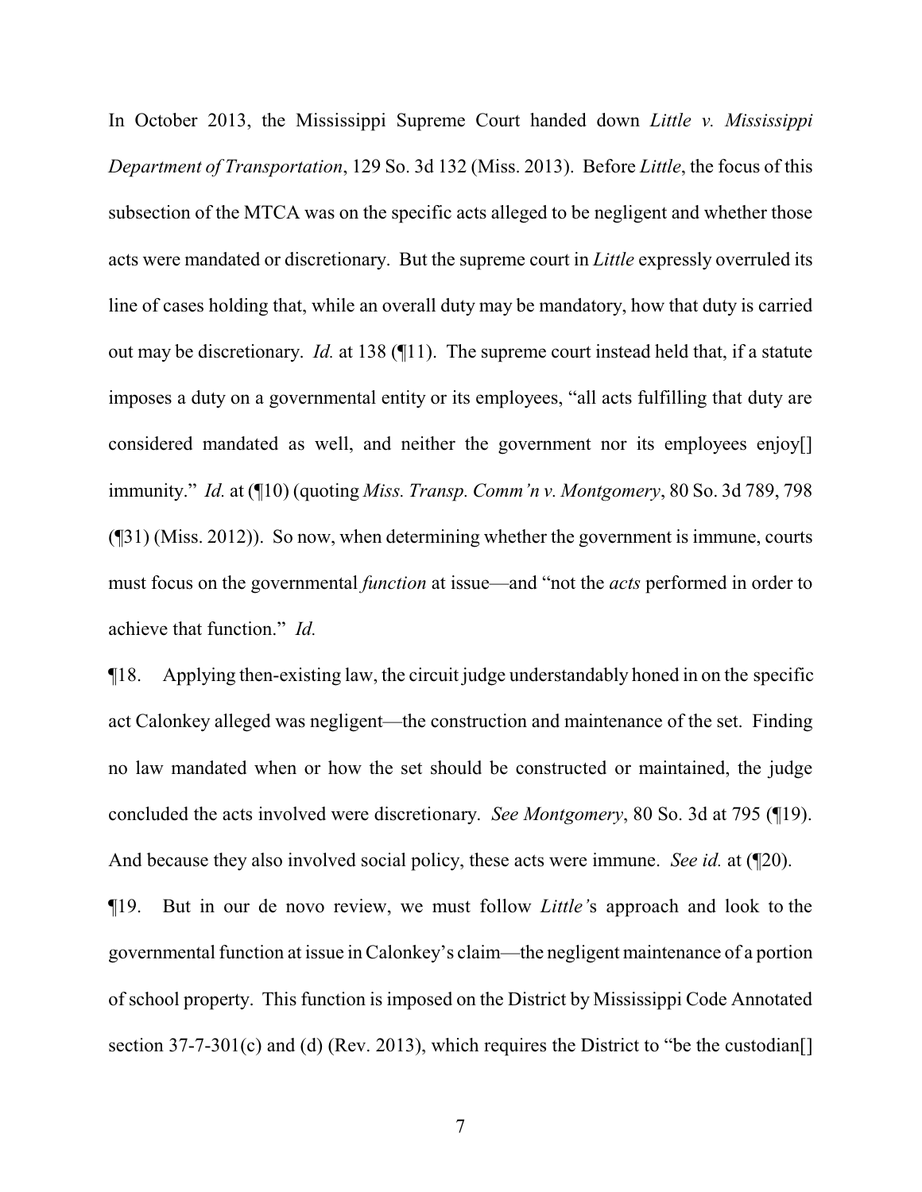In October 2013, the Mississippi Supreme Court handed down *Little v. Mississippi Department of Transportation*, 129 So. 3d 132 (Miss. 2013). Before *Little*, the focus of this subsection of the MTCA was on the specific acts alleged to be negligent and whether those acts were mandated or discretionary. But the supreme court in *Little* expressly overruled its line of cases holding that, while an overall duty may be mandatory, how that duty is carried out may be discretionary. *Id.* at 138 (¶11). The supreme court instead held that, if a statute imposes a duty on a governmental entity or its employees, "all acts fulfilling that duty are considered mandated as well, and neither the government nor its employees enjoy[] immunity." *Id.* at (¶10) (quoting *Miss. Transp. Comm'n v. Montgomery*, 80 So. 3d 789, 798 (¶31) (Miss. 2012)). So now, when determining whether the government is immune, courts must focus on the governmental *function* at issue—and "not the *acts* performed in order to achieve that function." *Id.*

¶18. Applying then-existing law, the circuit judge understandably honed in on the specific act Calonkey alleged was negligent—the construction and maintenance of the set. Finding no law mandated when or how the set should be constructed or maintained, the judge concluded the acts involved were discretionary. *See Montgomery*, 80 So. 3d at 795 (¶19). And because they also involved social policy, these acts were immune. *See id.* at (¶20).

¶19. But in our de novo review, we must follow *Little'*s approach and look to the governmental function at issue in Calonkey's claim—the negligent maintenance of a portion of school property. This function is imposed on the District by Mississippi Code Annotated section 37-7-301(c) and (d) (Rev. 2013), which requires the District to "be the custodian[]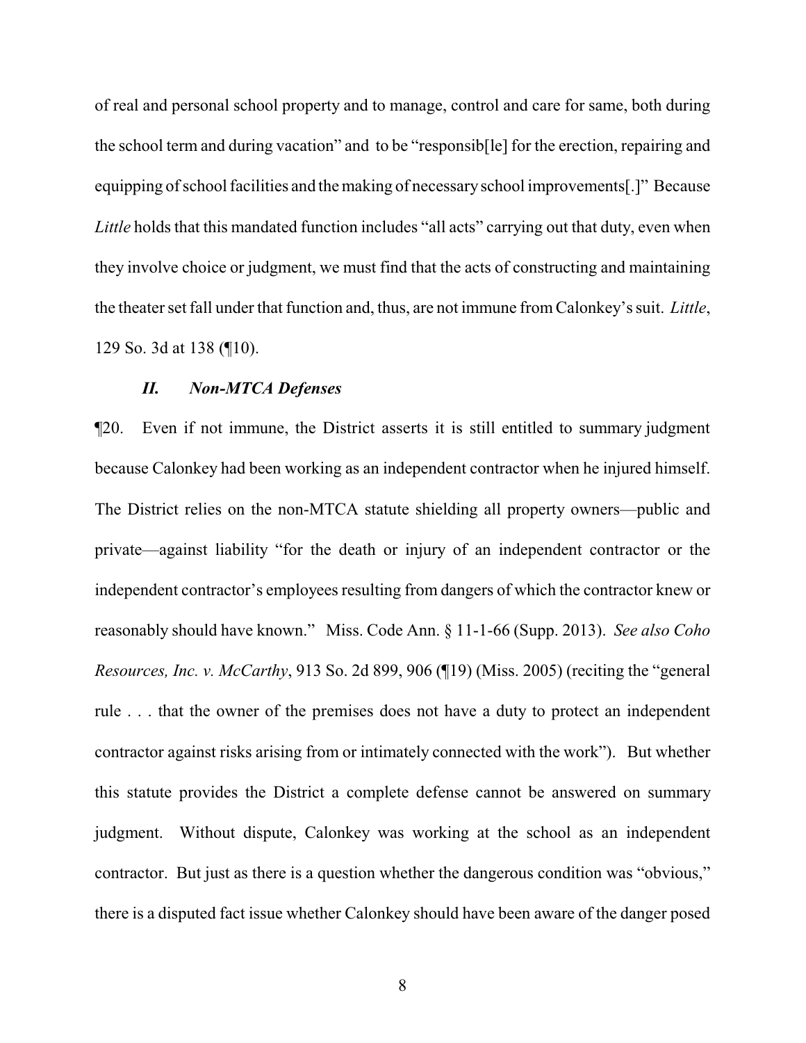of real and personal school property and to manage, control and care for same, both during the school term and during vacation" and to be "responsib[le] for the erection, repairing and equipping of school facilities and the making of necessary school improvements[.]" Because *Little* holds that this mandated function includes "all acts" carrying out that duty, even when they involve choice or judgment, we must find that the acts of constructing and maintaining the theater set fall under that function and, thus, are not immune from Calonkey's suit. *Little*, 129 So. 3d at 138 (¶10).

### *II. Non-MTCA Defenses*

¶20. Even if not immune, the District asserts it is still entitled to summary judgment because Calonkey had been working as an independent contractor when he injured himself. The District relies on the non-MTCA statute shielding all property owners—public and private—against liability "for the death or injury of an independent contractor or the independent contractor's employees resulting from dangers of which the contractor knew or reasonably should have known." Miss. Code Ann. § 11-1-66 (Supp. 2013). *See also Coho Resources, Inc. v. McCarthy*, 913 So. 2d 899, 906 (¶19) (Miss. 2005) (reciting the "general rule . . . that the owner of the premises does not have a duty to protect an independent contractor against risks arising from or intimately connected with the work"). But whether this statute provides the District a complete defense cannot be answered on summary judgment. Without dispute, Calonkey was working at the school as an independent contractor. But just as there is a question whether the dangerous condition was "obvious," there is a disputed fact issue whether Calonkey should have been aware of the danger posed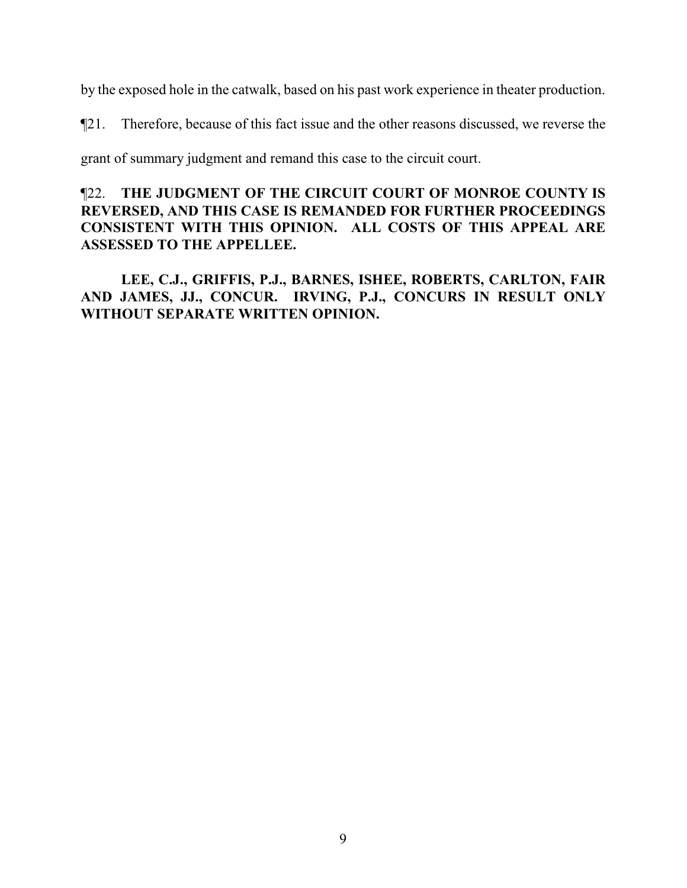by the exposed hole in the catwalk, based on his past work experience in theater production.

¶21. Therefore, because of this fact issue and the other reasons discussed, we reverse the grant of summary judgment and remand this case to the circuit court.

¶22. **THE JUDGMENT OF THE CIRCUIT COURT OF MONROE COUNTY IS REVERSED, AND THIS CASE IS REMANDED FOR FURTHER PROCEEDINGS CONSISTENT WITH THIS OPINION. ALL COSTS OF THIS APPEAL ARE ASSESSED TO THE APPELLEE.**

**LEE, C.J., GRIFFIS, P.J., BARNES, ISHEE, ROBERTS, CARLTON, FAIR AND JAMES, JJ., CONCUR. IRVING, P.J., CONCURS IN RESULT ONLY WITHOUT SEPARATE WRITTEN OPINION.**